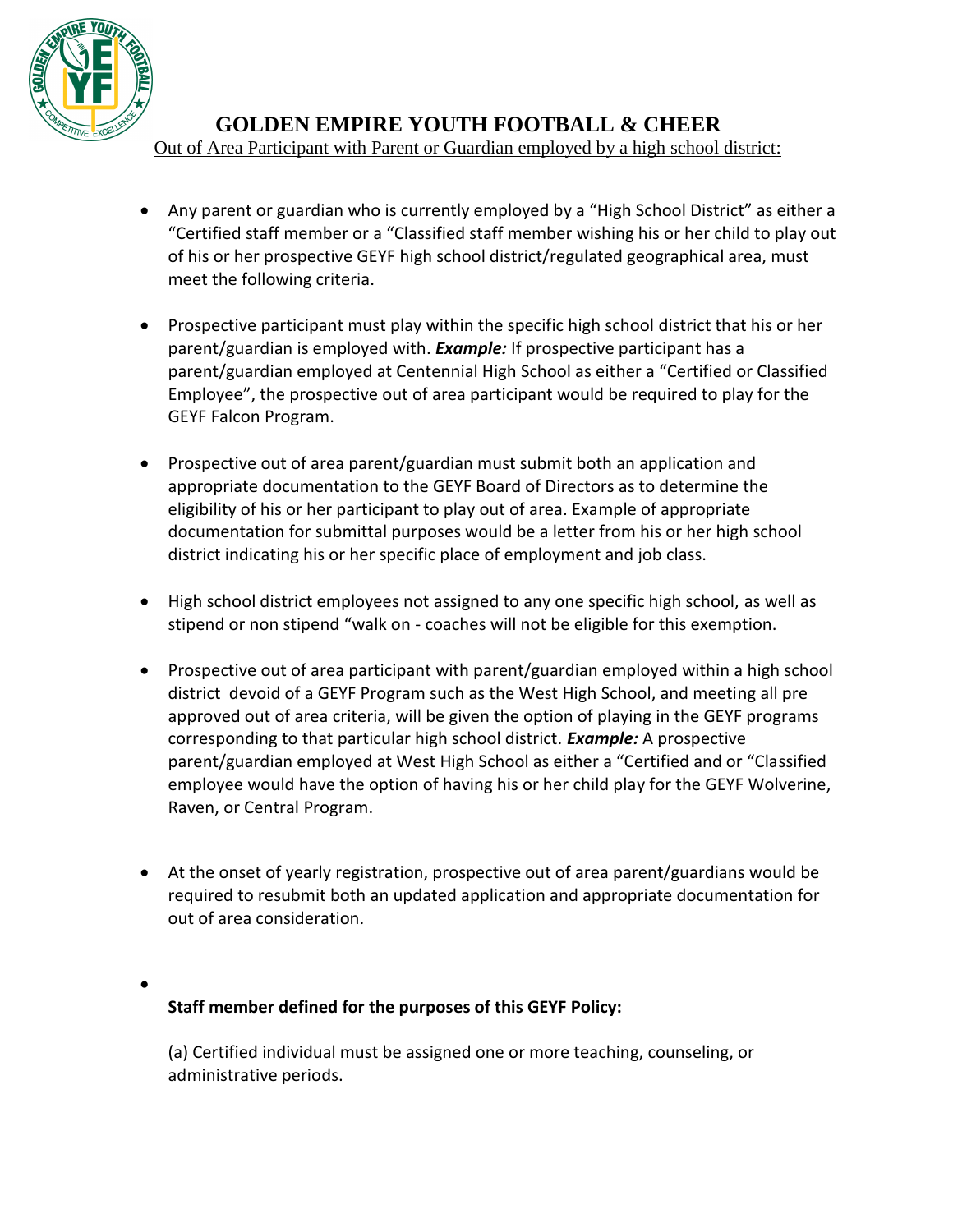# GOLDEN EMPIRE YOUTH FOOTBALL & CHEER

Out of Area Participant with Parent or Guardian employed by a high school district:

- Any parent or guardian who is currently employed by a "High School District" as either a "Certified staff member or a "Classified staff member wishing his or her child to play out of his or her prospective GEYF high school district/regulated geographical area, must meet the following criteria.

- Prospective participant must play within the specific high school district that his or her parent/guardian is employed with. ***Example:*** If prospective participant has a parent/guardian employed at Centennial High School as either a "Certified or Classified Employee", the prospective out of area participant would be required to play for the GEYF Falcon Program.

- Prospective out of area parent/guardian must submit both an application and appropriate documentation to the GEYF Board of Directors as to determine the eligibility of his or her participant to play out of area. Example of appropriate documentation for submittal purposes would be a letter from his or her high school district indicating his or her specific place of employment and job class.

- High school district employees not assigned to any one specific high school, as well as stipend or non stipend "walk on - coaches will not be eligible for this exemption.

- Prospective out of area participant with parent/guardian employed within a high school district devoid of a GEYF Program such as the West High School, and meeting all pre approved out of area criteria, will be given the option of playing in the GEYF programs corresponding to that particular high school district. ***Example:*** A prospective parent/guardian employed at West High School as either a "Certified and or "Classified employee would have the option of having his or her child play for the GEYF Wolverine, Raven, or Central Program.

- At the onset of yearly registration, prospective out of area parent/guardians would be required to resubmit both an updated application and appropriate documentation for out of area consideration.

- **Staff member defined for the purposes of this GEYF Policy:**

  (a) Certified individual must be assigned one or more teaching, counseling, or administrative periods.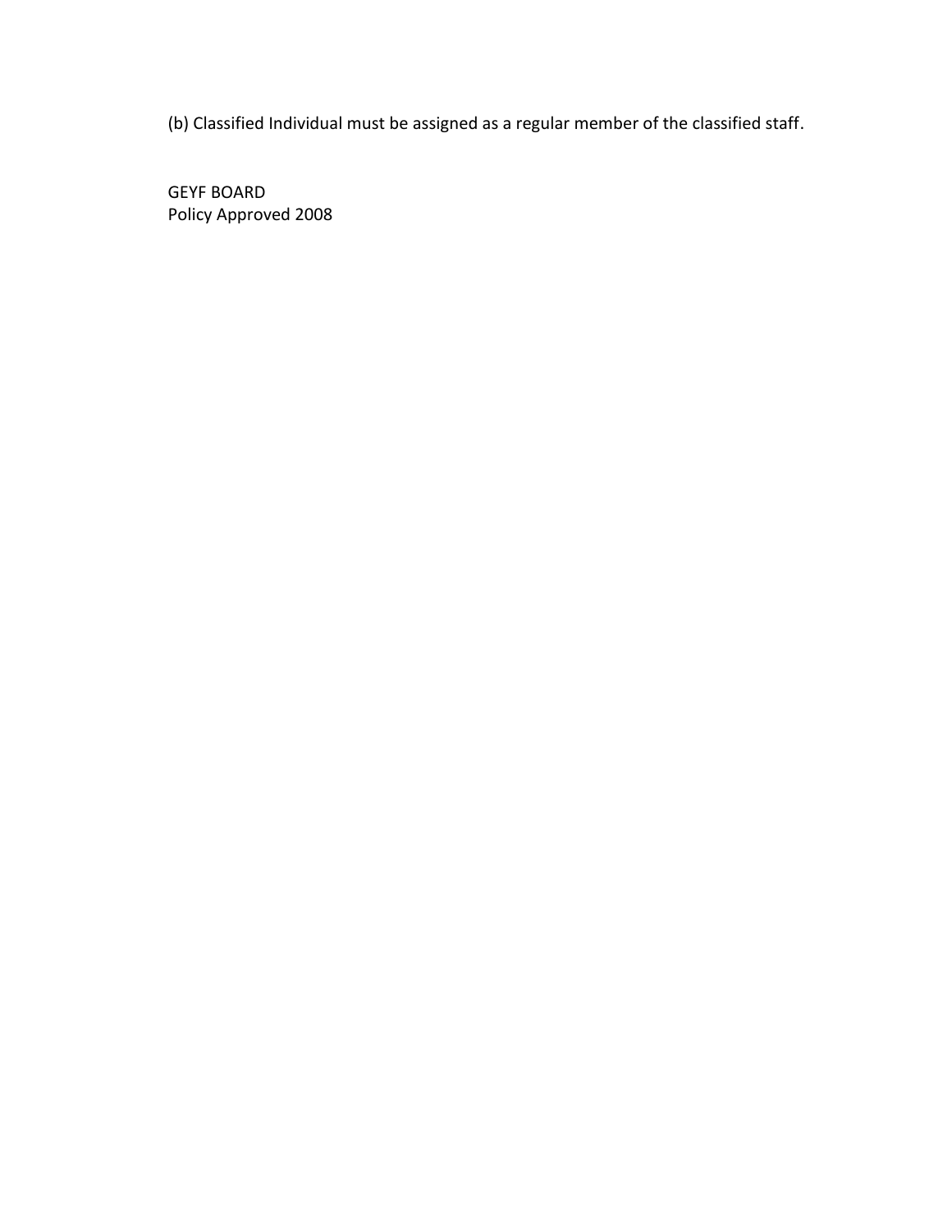(b) Classified Individual must be assigned as a regular member of the classified staff.

GEYF BOARD
Policy Approved 2008